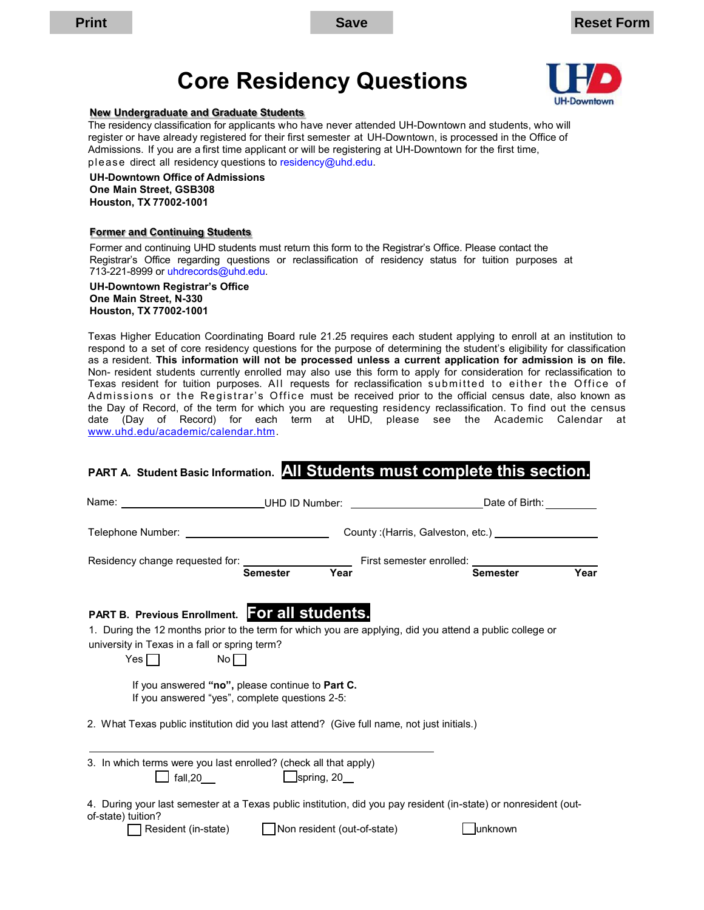Print　Save　Reset Form

# Core Residency Questions

UH-Downtown

**New Undergraduate and Graduate Students**

The residency classification for applicants who have never attended UH-Downtown and students, who will register or have already registered for their first semester at UH-Downtown, is processed in the Office of Admissions. If you are a first time applicant or will be registering at UH-Downtown for the first time, please direct all residency questions to residency@uhd.edu.

**UH-Downtown Office of Admissions**
**One Main Street, GSB308**
**Houston, TX 77002-1001**

**Former and Continuing Students**

Former and continuing UHD students must return this form to the Registrar's Office. Please contact the Registrar's Office regarding questions or reclassification of residency status for tuition purposes at 713-221-8999 or uhdrecords@uhd.edu.

**UH-Downtown Registrar's Office**
**One Main Street, N-330**
**Houston, TX 77002-1001**

Texas Higher Education Coordinating Board rule 21.25 requires each student applying to enroll at an institution to respond to a set of core residency questions for the purpose of determining the student's eligibility for classification as a resident. **This information will not be processed unless a current application for admission is on file.** Non- resident students currently enrolled may also use this form to apply for consideration for reclassification to Texas resident for tuition purposes. All requests for reclassification submitted to either the Office of Admissions or the Registrar's Office must be received prior to the official census date, also known as the Day of Record, of the term for which you are requesting residency reclassification. To find out the census date (Day of Record) for each term at UHD, please see the Academic Calendar at www.uhd.edu/academic/calendar.htm.

**PART A. Student Basic Information. All Students must complete this section.**

Name: ______________________ UHD ID Number: ____________________ Date of Birth: __________

Telephone Number: ______________________ County :(Harris, Galveston, etc.) ________________

Residency change requested for: ________________ First semester enrolled: ____________________
**Semester Year** **Semester Year**

**PART B. Previous Enrollment. For all students.**

1. During the 12 months prior to the term for which you are applying, did you attend a public college or university in Texas in a fall or spring term?

Yes ☐ No ☐

If you answered **"no",** please continue to **Part C.**
If you answered "yes", complete questions 2-5:

2. What Texas public institution did you last attend? (Give full name, not just initials.)

________________________________________________

3. In which terms were you last enrolled? (check all that apply)

☐ fall,20__ ☐ spring, 20__

4. During your last semester at a Texas public institution, did you pay resident (in-state) or nonresident (out-of-state) tuition?

☐ Resident (in-state) ☐ Non resident (out-of-state) ☐ unknown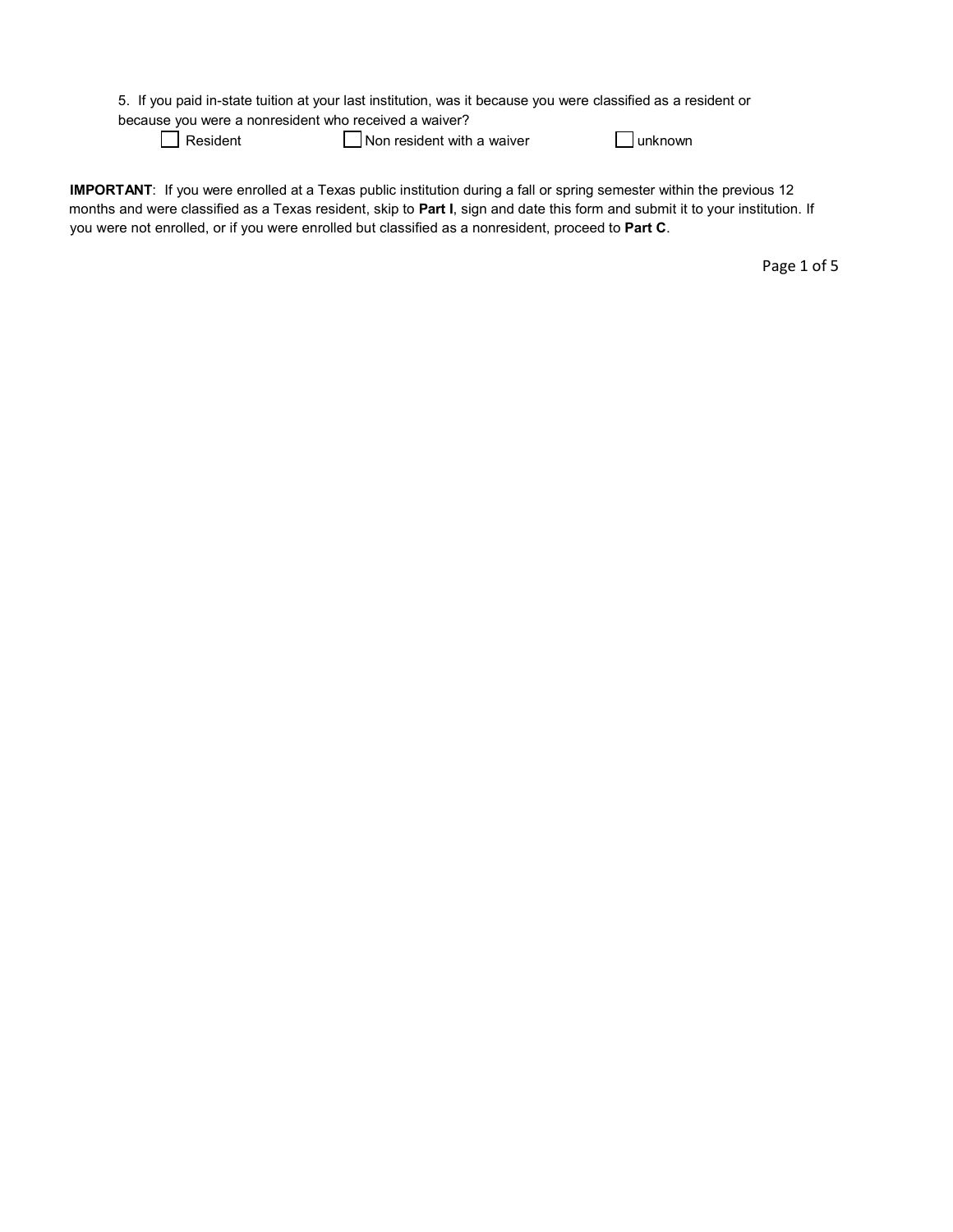5. If you paid in-state tuition at your last institution, was it because you were classified as a resident or because you were a nonresident who received a waiver?

☐ Resident ☐ Non resident with a waiver ☐ unknown

**IMPORTANT**: If you were enrolled at a Texas public institution during a fall or spring semester within the previous 12 months and were classified as a Texas resident, skip to **Part I**, sign and date this form and submit it to your institution. If you were not enrolled, or if you were enrolled but classified as a nonresident, proceed to **Part C**.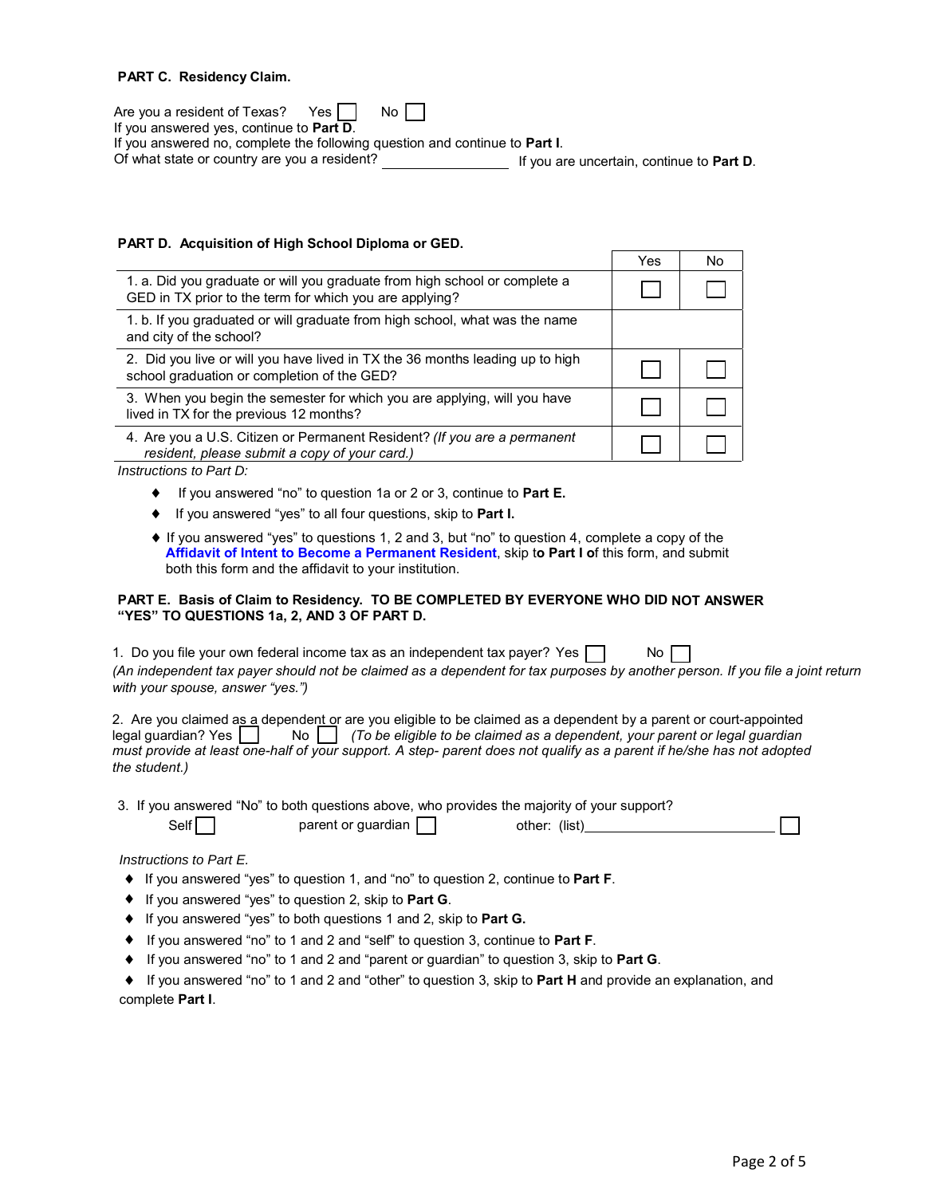**PART C. Residency Claim.**

Are you a resident of Texas? Yes ☐ No ☐
If you answered yes, continue to **Part D**.
If you answered no, complete the following question and continue to **Part I**.
Of what state or country are you a resident? ________________ If you are uncertain, continue to **Part D**.

**PART D. Acquisition of High School Diploma or GED.**

| | Yes | No |
|---|---|---|
| 1. a. Did you graduate or will you graduate from high school or complete a GED in TX prior to the term for which you are applying? | ☐ | ☐ |
| 1. b. If you graduated or will graduate from high school, what was the name and city of the school? | | |
| 2. Did you live or will you have lived in TX the 36 months leading up to high school graduation or completion of the GED? | ☐ | ☐ |
| 3. When you begin the semester for which you are applying, will you have lived in TX for the previous 12 months? | ☐ | ☐ |
| 4. Are you a U.S. Citizen or Permanent Resident? *(If you are a permanent resident, please submit a copy of your card.)* | ☐ | ☐ |

*Instructions to Part D:*

- If you answered "no" to question 1a or 2 or 3, continue to **Part E.**
- If you answered "yes" to all four questions, skip to **Part I.**
- If you answered "yes" to questions 1, 2 and 3, but "no" to question 4, complete a copy of the **Affidavit of Intent to Become a Permanent Resident**, skip t**o Part I o**f this form, and submit both this form and the affidavit to your institution.

**PART E. Basis of Claim to Residency. TO BE COMPLETED BY EVERYONE WHO DID NOT ANSWER "YES" TO QUESTIONS 1a, 2, AND 3 OF PART D.**

1. Do you file your own federal income tax as an independent tax payer? Yes ☐ No ☐
*(An independent tax payer should not be claimed as a dependent for tax purposes by another person. If you file a joint return with your spouse, answer "yes.")*

2. Are you claimed as a dependent or are you eligible to be claimed as a dependent by a parent or court-appointed legal guardian? Yes ☐ No ☐ *(To be eligible to be claimed as a dependent, your parent or legal guardian must provide at least one-half of your support. A step- parent does not qualify as a parent if he/she has not adopted the student.)*

3. If you answered "No" to both questions above, who provides the majority of your support?
Self ☐ parent or guardian ☐ other: (list)________________________ ☐

*Instructions to Part E.*

- If you answered "yes" to question 1, and "no" to question 2, continue to **Part F**.
- If you answered "yes" to question 2, skip to **Part G**.
- If you answered "yes" to both questions 1 and 2, skip to **Part G.**
- If you answered "no" to 1 and 2 and "self" to question 3, continue to **Part F**.
- If you answered "no" to 1 and 2 and "parent or guardian" to question 3, skip to **Part G**.
- If you answered "no" to 1 and 2 and "other" to question 3, skip to **Part H** and provide an explanation, and complete **Part I**.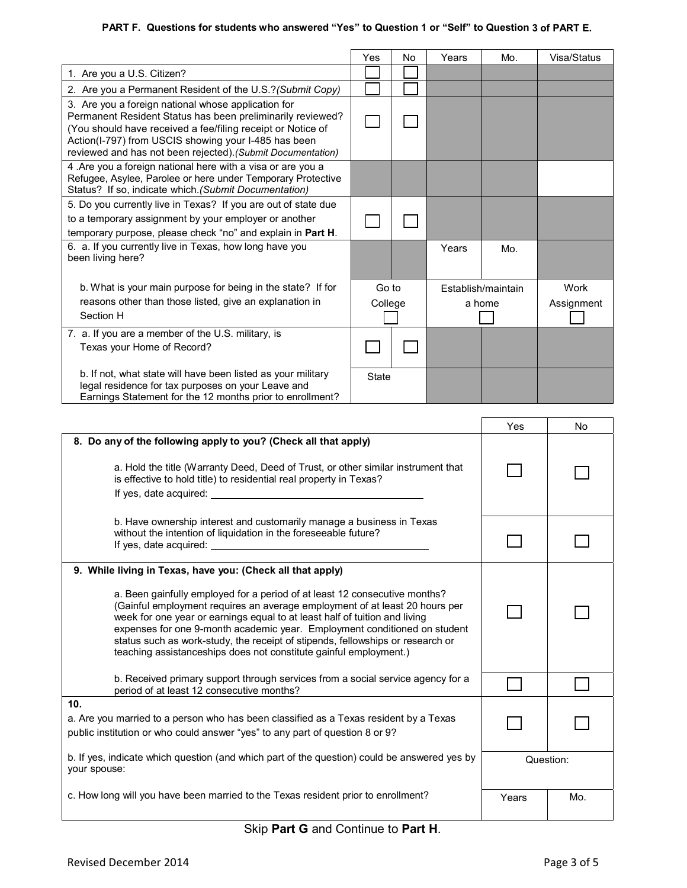**PART F. Questions for students who answered "Yes" to Question 1 or "Self" to Question 3 of PART E.**

| | Yes | No | Years | Mo. | Visa/Status |
|---|---|---|---|---|---|
| 1. Are you a U.S. Citizen? | ☐ | ☐ | | | |
| 2. Are you a Permanent Resident of the U.S.? *(Submit Copy)* | ☐ | ☐ | | | |
| 3. Are you a foreign national whose application for Permanent Resident Status has been preliminarily reviewed? (You should have received a fee/filing receipt or Notice of Action(I-797) from USCIS showing your I-485 has been reviewed and has not been rejected). *(Submit Documentation)* | ☐ | ☐ | | | |
| 4 .Are you a foreign national here with a visa or are you a Refugee, Asylee, Parolee or here under Temporary Protective Status? If so, indicate which. *(Submit Documentation)* | | | | | |
| 5. Do you currently live in Texas? If you are out of state due to a temporary assignment by your employer or another temporary purpose, please check "no" and explain in **Part H**. | ☐ | ☐ | | | |
| 6. a. If you currently live in Texas, how long have you been living here? | | | Years | Mo. | |
| b. What is your main purpose for being in the state? If for reasons other than those listed, give an explanation in Section H | Go to College ☐ | | Establish/maintain a home ☐ | | Work Assignment ☐ |
| 7. a. If you are a member of the U.S. military, is Texas your Home of Record? | ☐ | ☐ | | | |
| b. If not, what state will have been listed as your military legal residence for tax purposes on your Leave and Earnings Statement for the 12 months prior to enrollment? | State | | | | |

| | Yes | No |
|---|---|---|
| **8. Do any of the following apply to you? (Check all that apply)** | | |
| a. Hold the title (Warranty Deed, Deed of Trust, or other similar instrument that is effective to hold title) to residential real property in Texas? If yes, date acquired: ______________ | ☐ | ☐ |
| b. Have ownership interest and customarily manage a business in Texas without the intention of liquidation in the foreseeable future? If yes, date acquired: ______________ | ☐ | ☐ |
| **9. While living in Texas, have you: (Check all that apply)** | | |
| a. Been gainfully employed for a period of at least 12 consecutive months? (Gainful employment requires an average employment of at least 20 hours per week for one year or earnings equal to at least half of tuition and living expenses for one 9-month academic year. Employment conditioned on student status such as work-study, the receipt of stipends, fellowships or research or teaching assistanceships does not constitute gainful employment.) | ☐ | ☐ |
| b. Received primary support through services from a social service agency for a period of at least 12 consecutive months? | ☐ | ☐ |
| **10.** a. Are you married to a person who has been classified as a Texas resident by a Texas public institution or who could answer "yes" to any part of question 8 or 9? | ☐ | ☐ |
| b. If yes, indicate which question (and which part of the question) could be answered yes by your spouse: | Question: | |
| c. How long will you have been married to the Texas resident prior to enrollment? | Years | Mo. |

Skip **Part G** and Continue to **Part H**.

Revised December 2014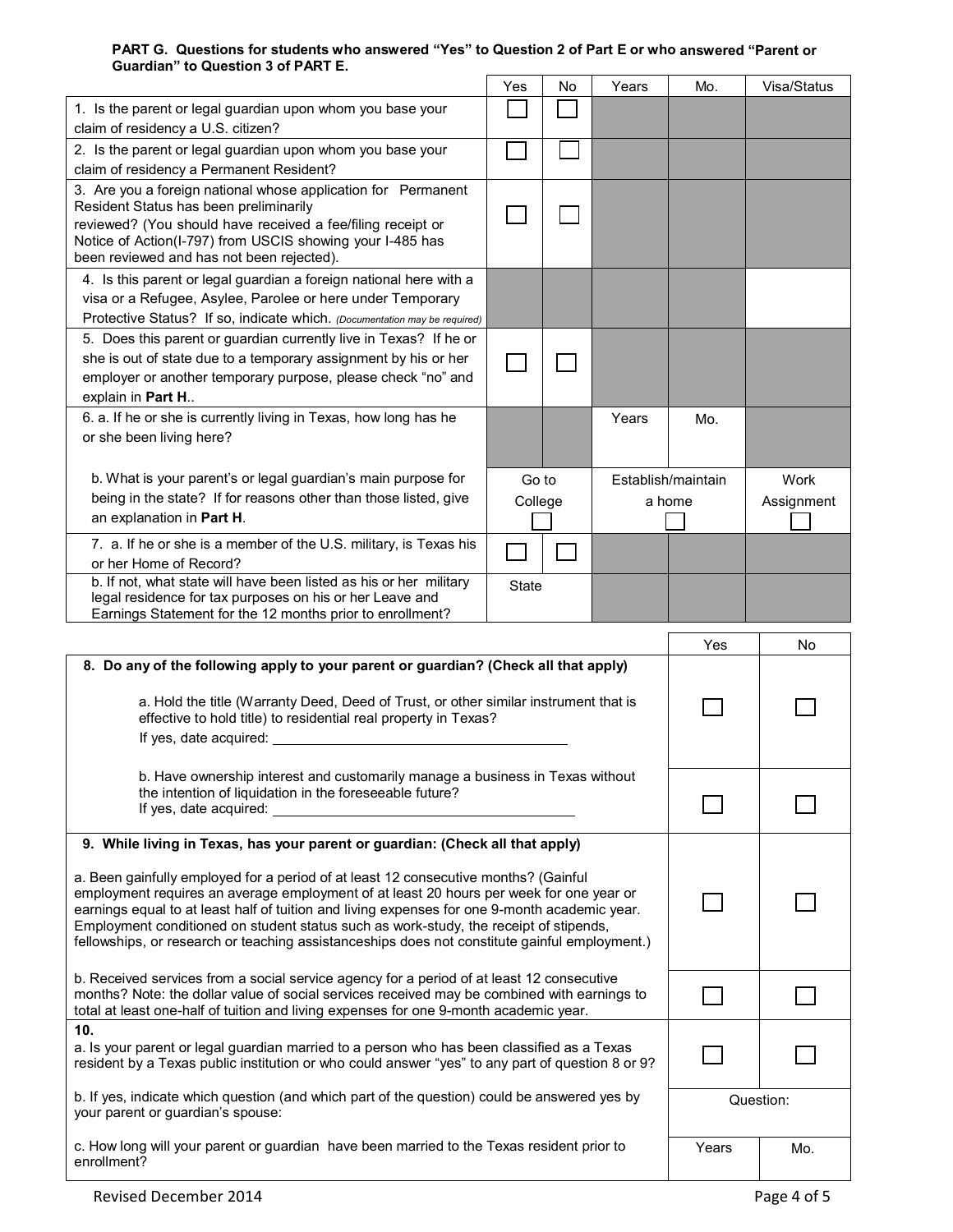**PART G. Questions for students who answered "Yes" to Question 2 of Part E or who answered "Parent or Guardian" to Question 3 of PART E.**

| | Yes | No | Years | Mo. | Visa/Status |
|---|---|---|---|---|---|
| 1. Is the parent or legal guardian upon whom you base your claim of residency a U.S. citizen? | ☐ | ☐ | | | |
| 2. Is the parent or legal guardian upon whom you base your claim of residency a Permanent Resident? | ☐ | ☐ | | | |
| 3. Are you a foreign national whose application for Permanent Resident Status has been preliminarily reviewed? (You should have received a fee/filing receipt or Notice of Action(I-797) from USCIS showing your I-485 has been reviewed and has not been rejected). | ☐ | ☐ | | | |
| 4. Is this parent or legal guardian a foreign national here with a visa or a Refugee, Asylee, Parolee or here under Temporary Protective Status? If so, indicate which. *(Documentation may be required)* | | | | | |
| 5. Does this parent or guardian currently live in Texas? If he or she is out of state due to a temporary assignment by his or her employer or another temporary purpose, please check "no" and explain in **Part H**.. | ☐ | ☐ | | | |
| 6. a. If he or she is currently living in Texas, how long has he or she been living here? | | | Years | Mo. | |
| b. What is your parent's or legal guardian's main purpose for being in the state? If for reasons other than those listed, give an explanation in **Part H**. | Go to College ☐ | | Establish/maintain a home ☐ | | Work Assignment ☐ |
| 7. a. If he or she is a member of the U.S. military, is Texas his or her Home of Record? | ☐ | ☐ | | | |
| b. If not, what state will have been listed as his or her military legal residence for tax purposes on his or her Leave and Earnings Statement for the 12 months prior to enrollment? | State | | | | |

| | Yes | No |
|---|---|---|
| **8. Do any of the following apply to your parent or guardian? (Check all that apply)** | | |
| a. Hold the title (Warranty Deed, Deed of Trust, or other similar instrument that is effective to hold title) to residential real property in Texas? If yes, date acquired: ______________________ | ☐ | ☐ |
| b. Have ownership interest and customarily manage a business in Texas without the intention of liquidation in the foreseeable future? If yes, date acquired: ______________________ | ☐ | ☐ |
| **9. While living in Texas, has your parent or guardian: (Check all that apply)** | | |
| a. Been gainfully employed for a period of at least 12 consecutive months? (Gainful employment requires an average employment of at least 20 hours per week for one year or earnings equal to at least half of tuition and living expenses for one 9-month academic year. Employment conditioned on student status such as work-study, the receipt of stipends, fellowships, or research or teaching assistanceships does not constitute gainful employment.) | ☐ | ☐ |
| b. Received services from a social service agency for a period of at least 12 consecutive months? Note: the dollar value of social services received may be combined with earnings to total at least one-half of tuition and living expenses for one 9-month academic year. | ☐ | ☐ |
| **10.** a. Is your parent or legal guardian married to a person who has been classified as a Texas resident by a Texas public institution or who could answer "yes" to any part of question 8 or 9? | ☐ | ☐ |
| b. If yes, indicate which question (and which part of the question) could be answered yes by your parent or guardian's spouse: | Question: | |
| c. How long will your parent or guardian have been married to the Texas resident prior to enrollment? | Years | Mo. |

Revised December 2014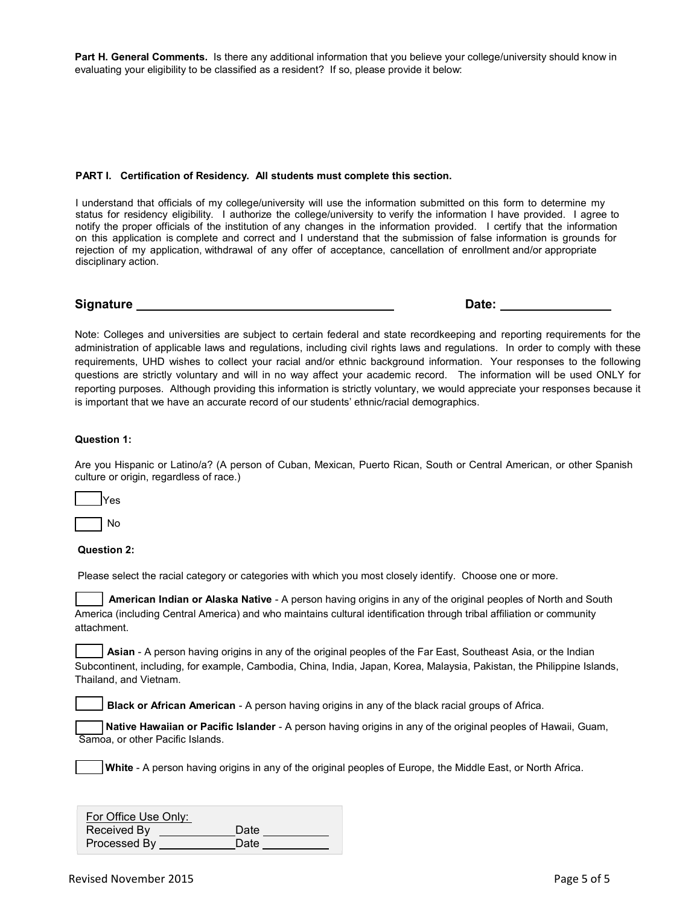**Part H. General Comments.** Is there any additional information that you believe your college/university should know in evaluating your eligibility to be classified as a resident? If so, please provide it below:

**PART I. Certification of Residency. All students must complete this section.**

I understand that officials of my college/university will use the information submitted on this form to determine my status for residency eligibility. I authorize the college/university to verify the information I have provided. I agree to notify the proper officials of the institution of any changes in the information provided. I certify that the information on this application is complete and correct and I understand that the submission of false information is grounds for rejection of my application, withdrawal of any offer of acceptance, cancellation of enrollment and/or appropriate disciplinary action.

**Signature** ______________________________ **Date:** ______________

Note: Colleges and universities are subject to certain federal and state recordkeeping and reporting requirements for the administration of applicable laws and regulations, including civil rights laws and regulations. In order to comply with these requirements, UHD wishes to collect your racial and/or ethnic background information. Your responses to the following questions are strictly voluntary and will in no way affect your academic record. The information will be used ONLY for reporting purposes. Although providing this information is strictly voluntary, we would appreciate your responses because it is important that we have an accurate record of our students' ethnic/racial demographics.

**Question 1:**

Are you Hispanic or Latino/a? (A person of Cuban, Mexican, Puerto Rican, South or Central American, or other Spanish culture or origin, regardless of race.)

☐ Yes

☐ No

**Question 2:**

Please select the racial category or categories with which you most closely identify. Choose one or more.

☐ **American Indian or Alaska Native** - A person having origins in any of the original peoples of North and South America (including Central America) and who maintains cultural identification through tribal affiliation or community attachment.

☐ **Asian** - A person having origins in any of the original peoples of the Far East, Southeast Asia, or the Indian Subcontinent, including, for example, Cambodia, China, India, Japan, Korea, Malaysia, Pakistan, the Philippine Islands, Thailand, and Vietnam.

☐ **Black or African American** - A person having origins in any of the black racial groups of Africa.

☐ **Native Hawaiian or Pacific Islander** - A person having origins in any of the original peoples of Hawaii, Guam, Samoa, or other Pacific Islands.

☐ **White** - A person having origins in any of the original peoples of Europe, the Middle East, or North Africa.

For Office Use Only:
Received By ____________ Date __________
Processed By ____________ Date __________

Revised November 2015